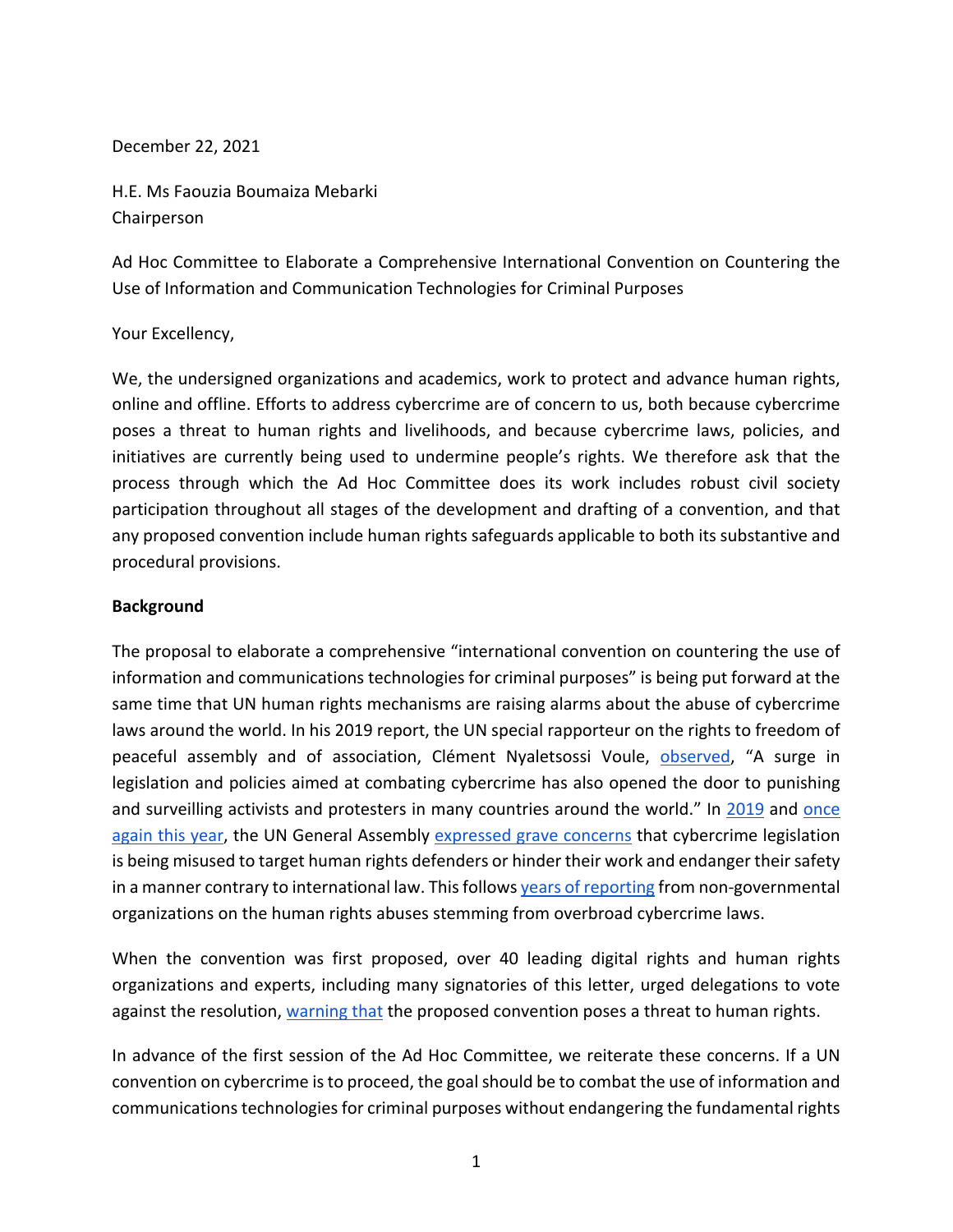December 22, 2021

H.E. Ms Faouzia Boumaiza Mebarki
Chairperson

Ad Hoc Committee to Elaborate a Comprehensive International Convention on Countering the Use of Information and Communication Technologies for Criminal Purposes

Your Excellency,

We, the undersigned organizations and academics, work to protect and advance human rights, online and offline. Efforts to address cybercrime are of concern to us, both because cybercrime poses a threat to human rights and livelihoods, and because cybercrime laws, policies, and initiatives are currently being used to undermine people's rights. We therefore ask that the process through which the Ad Hoc Committee does its work includes robust civil society participation throughout all stages of the development and drafting of a convention, and that any proposed convention include human rights safeguards applicable to both its substantive and procedural provisions.

**Background**

The proposal to elaborate a comprehensive "international convention on countering the use of information and communications technologies for criminal purposes" is being put forward at the same time that UN human rights mechanisms are raising alarms about the abuse of cybercrime laws around the world. In his 2019 report, the UN special rapporteur on the rights to freedom of peaceful assembly and of association, Clément Nyaletsossi Voule, observed, "A surge in legislation and policies aimed at combating cybercrime has also opened the door to punishing and surveilling activists and protesters in many countries around the world." In 2019 and once again this year, the UN General Assembly expressed grave concerns that cybercrime legislation is being misused to target human rights defenders or hinder their work and endanger their safety in a manner contrary to international law. This follows years of reporting from non-governmental organizations on the human rights abuses stemming from overbroad cybercrime laws.

When the convention was first proposed, over 40 leading digital rights and human rights organizations and experts, including many signatories of this letter, urged delegations to vote against the resolution, warning that the proposed convention poses a threat to human rights.

In advance of the first session of the Ad Hoc Committee, we reiterate these concerns. If a UN convention on cybercrime is to proceed, the goal should be to combat the use of information and communications technologies for criminal purposes without endangering the fundamental rights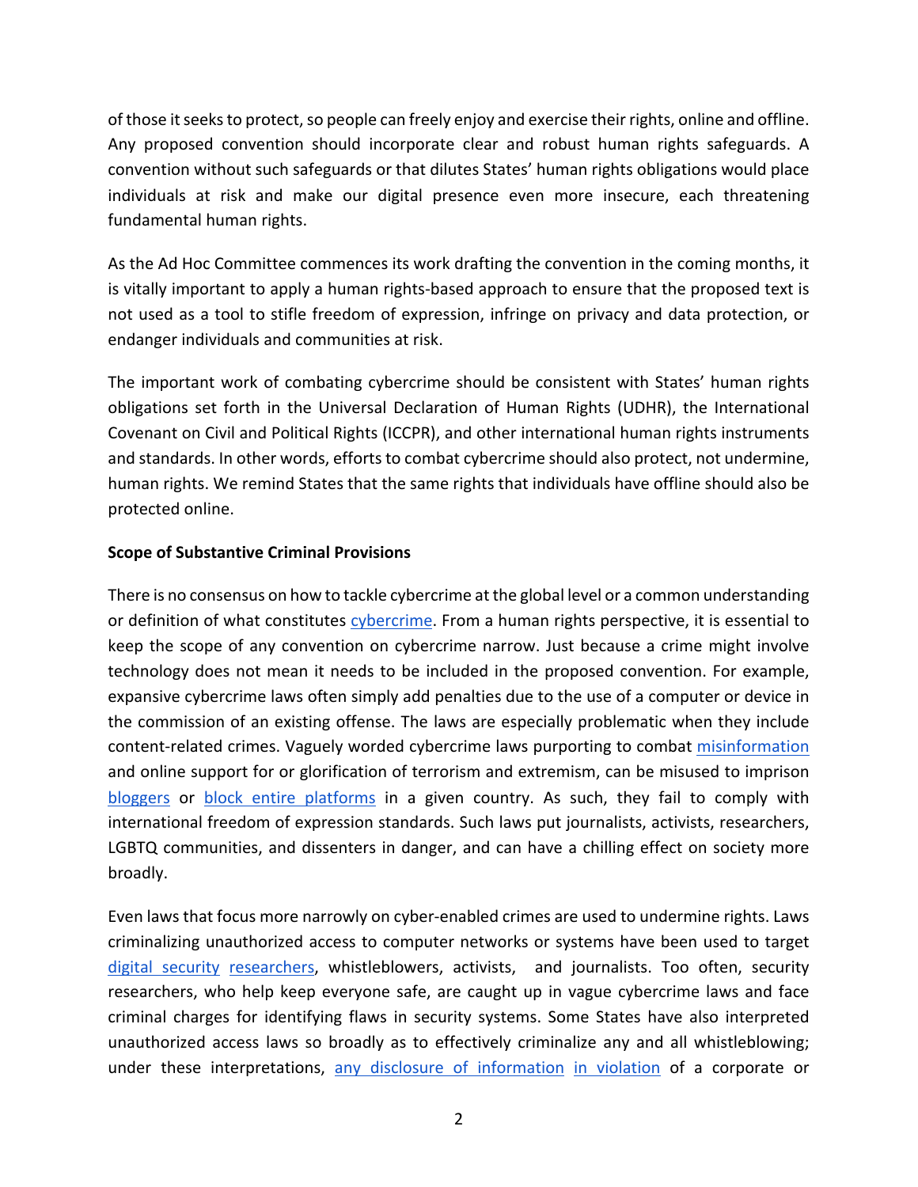of those it seeks to protect, so people can freely enjoy and exercise their rights, online and offline. Any proposed convention should incorporate clear and robust human rights safeguards. A convention without such safeguards or that dilutes States' human rights obligations would place individuals at risk and make our digital presence even more insecure, each threatening fundamental human rights.

As the Ad Hoc Committee commences its work drafting the convention in the coming months, it is vitally important to apply a human rights-based approach to ensure that the proposed text is not used as a tool to stifle freedom of expression, infringe on privacy and data protection, or endanger individuals and communities at risk.

The important work of combating cybercrime should be consistent with States' human rights obligations set forth in the Universal Declaration of Human Rights (UDHR), the International Covenant on Civil and Political Rights (ICCPR), and other international human rights instruments and standards. In other words, efforts to combat cybercrime should also protect, not undermine, human rights. We remind States that the same rights that individuals have offline should also be protected online.

**Scope of Substantive Criminal Provisions**

There is no consensus on how to tackle cybercrime at the global level or a common understanding or definition of what constitutes cybercrime. From a human rights perspective, it is essential to keep the scope of any convention on cybercrime narrow. Just because a crime might involve technology does not mean it needs to be included in the proposed convention. For example, expansive cybercrime laws often simply add penalties due to the use of a computer or device in the commission of an existing offense. The laws are especially problematic when they include content-related crimes. Vaguely worded cybercrime laws purporting to combat misinformation and online support for or glorification of terrorism and extremism, can be misused to imprison bloggers or block entire platforms in a given country. As such, they fail to comply with international freedom of expression standards. Such laws put journalists, activists, researchers, LGBTQ communities, and dissenters in danger, and can have a chilling effect on society more broadly.

Even laws that focus more narrowly on cyber-enabled crimes are used to undermine rights. Laws criminalizing unauthorized access to computer networks or systems have been used to target digital security researchers, whistleblowers, activists, and journalists. Too often, security researchers, who help keep everyone safe, are caught up in vague cybercrime laws and face criminal charges for identifying flaws in security systems. Some States have also interpreted unauthorized access laws so broadly as to effectively criminalize any and all whistleblowing; under these interpretations, any disclosure of information in violation of a corporate or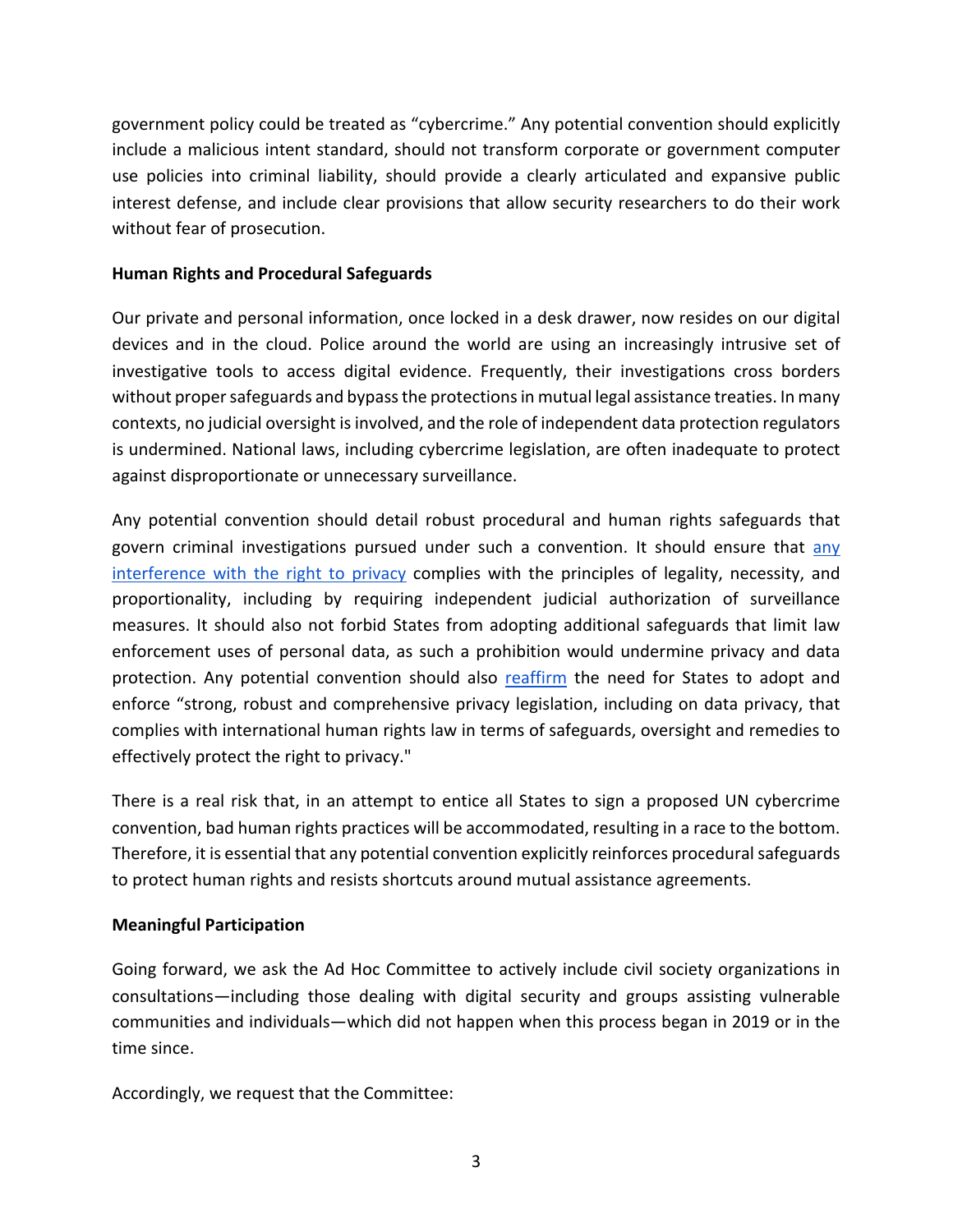government policy could be treated as "cybercrime." Any potential convention should explicitly include a malicious intent standard, should not transform corporate or government computer use policies into criminal liability, should provide a clearly articulated and expansive public interest defense, and include clear provisions that allow security researchers to do their work without fear of prosecution.

**Human Rights and Procedural Safeguards**

Our private and personal information, once locked in a desk drawer, now resides on our digital devices and in the cloud. Police around the world are using an increasingly intrusive set of investigative tools to access digital evidence. Frequently, their investigations cross borders without proper safeguards and bypass the protections in mutual legal assistance treaties. In many contexts, no judicial oversight is involved, and the role of independent data protection regulators is undermined. National laws, including cybercrime legislation, are often inadequate to protect against disproportionate or unnecessary surveillance.

Any potential convention should detail robust procedural and human rights safeguards that govern criminal investigations pursued under such a convention. It should ensure that any interference with the right to privacy complies with the principles of legality, necessity, and proportionality, including by requiring independent judicial authorization of surveillance measures. It should also not forbid States from adopting additional safeguards that limit law enforcement uses of personal data, as such a prohibition would undermine privacy and data protection. Any potential convention should also reaffirm the need for States to adopt and enforce "strong, robust and comprehensive privacy legislation, including on data privacy, that complies with international human rights law in terms of safeguards, oversight and remedies to effectively protect the right to privacy."

There is a real risk that, in an attempt to entice all States to sign a proposed UN cybercrime convention, bad human rights practices will be accommodated, resulting in a race to the bottom. Therefore, it is essential that any potential convention explicitly reinforces procedural safeguards to protect human rights and resists shortcuts around mutual assistance agreements.

**Meaningful Participation**

Going forward, we ask the Ad Hoc Committee to actively include civil society organizations in consultations—including those dealing with digital security and groups assisting vulnerable communities and individuals—which did not happen when this process began in 2019 or in the time since.

Accordingly, we request that the Committee: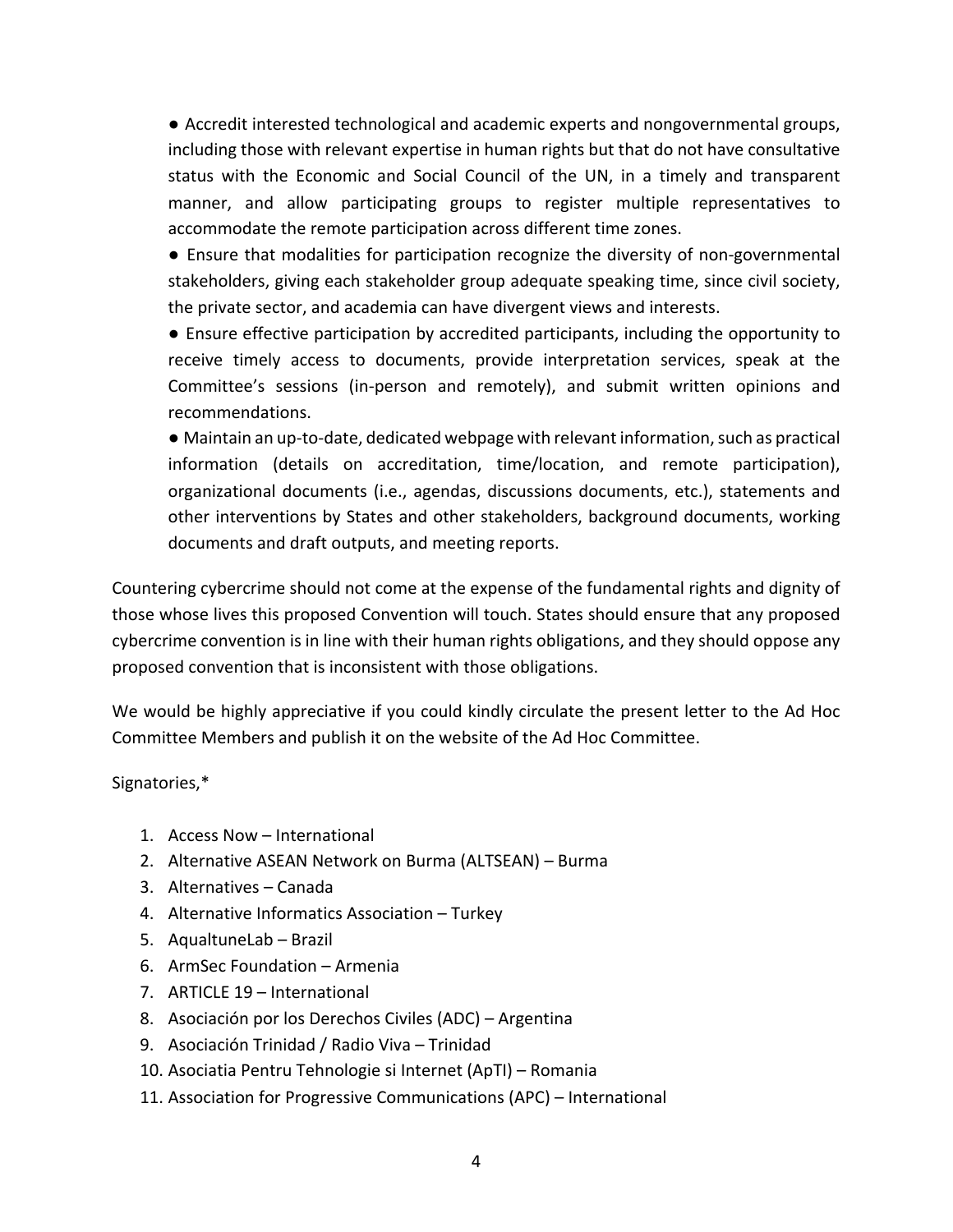- Accredit interested technological and academic experts and nongovernmental groups, including those with relevant expertise in human rights but that do not have consultative status with the Economic and Social Council of the UN, in a timely and transparent manner, and allow participating groups to register multiple representatives to accommodate the remote participation across different time zones.
- Ensure that modalities for participation recognize the diversity of non-governmental stakeholders, giving each stakeholder group adequate speaking time, since civil society, the private sector, and academia can have divergent views and interests.
- Ensure effective participation by accredited participants, including the opportunity to receive timely access to documents, provide interpretation services, speak at the Committee's sessions (in-person and remotely), and submit written opinions and recommendations.
- Maintain an up-to-date, dedicated webpage with relevant information, such as practical information (details on accreditation, time/location, and remote participation), organizational documents (i.e., agendas, discussions documents, etc.), statements and other interventions by States and other stakeholders, background documents, working documents and draft outputs, and meeting reports.

Countering cybercrime should not come at the expense of the fundamental rights and dignity of those whose lives this proposed Convention will touch. States should ensure that any proposed cybercrime convention is in line with their human rights obligations, and they should oppose any proposed convention that is inconsistent with those obligations.

We would be highly appreciative if you could kindly circulate the present letter to the Ad Hoc Committee Members and publish it on the website of the Ad Hoc Committee.

Signatories,*

1. Access Now – International
2. Alternative ASEAN Network on Burma (ALTSEAN) – Burma
3. Alternatives – Canada
4. Alternative Informatics Association – Turkey
5. AqualtuneLab – Brazil
6. ArmSec Foundation – Armenia
7. ARTICLE 19 – International
8. Asociación por los Derechos Civiles (ADC) – Argentina
9. Asociación Trinidad / Radio Viva – Trinidad
10. Asociatia Pentru Tehnologie si Internet (ApTI) – Romania
11. Association for Progressive Communications (APC) – International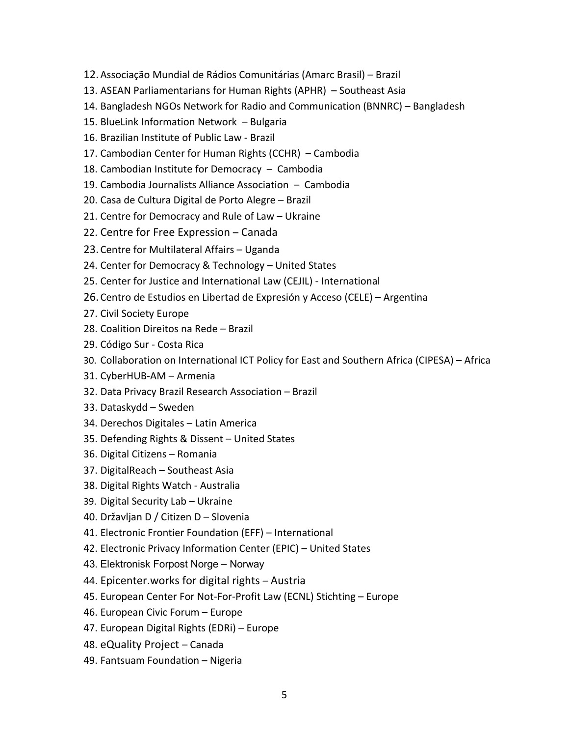12. Associação Mundial de Rádios Comunitárias (Amarc Brasil) – Brazil
13. ASEAN Parliamentarians for Human Rights (APHR) – Southeast Asia
14. Bangladesh NGOs Network for Radio and Communication (BNNRC) – Bangladesh
15. BlueLink Information Network – Bulgaria
16. Brazilian Institute of Public Law - Brazil
17. Cambodian Center for Human Rights (CCHR) – Cambodia
18. Cambodian Institute for Democracy – Cambodia
19. Cambodia Journalists Alliance Association – Cambodia
20. Casa de Cultura Digital de Porto Alegre – Brazil
21. Centre for Democracy and Rule of Law – Ukraine
22. Centre for Free Expression – Canada
23. Centre for Multilateral Affairs – Uganda
24. Center for Democracy & Technology – United States
25. Center for Justice and International Law (CEJIL) - International
26. Centro de Estudios en Libertad de Expresión y Acceso (CELE) – Argentina
27. Civil Society Europe
28. Coalition Direitos na Rede – Brazil
29. Código Sur - Costa Rica
30. Collaboration on International ICT Policy for East and Southern Africa (CIPESA) – Africa
31. CyberHUB-AM – Armenia
32. Data Privacy Brazil Research Association – Brazil
33. Dataskydd – Sweden
34. Derechos Digitales – Latin America
35. Defending Rights & Dissent – United States
36. Digital Citizens – Romania
37. DigitalReach – Southeast Asia
38. Digital Rights Watch - Australia
39. Digital Security Lab – Ukraine
40. Državljan D / Citizen D – Slovenia
41. Electronic Frontier Foundation (EFF) – International
42. Electronic Privacy Information Center (EPIC) – United States
43. Elektronisk Forpost Norge – Norway
44. Epicenter.works for digital rights – Austria
45. European Center For Not-For-Profit Law (ECNL) Stichting – Europe
46. European Civic Forum – Europe
47. European Digital Rights (EDRi) – Europe
48. eQuality Project – Canada
49. Fantsuam Foundation – Nigeria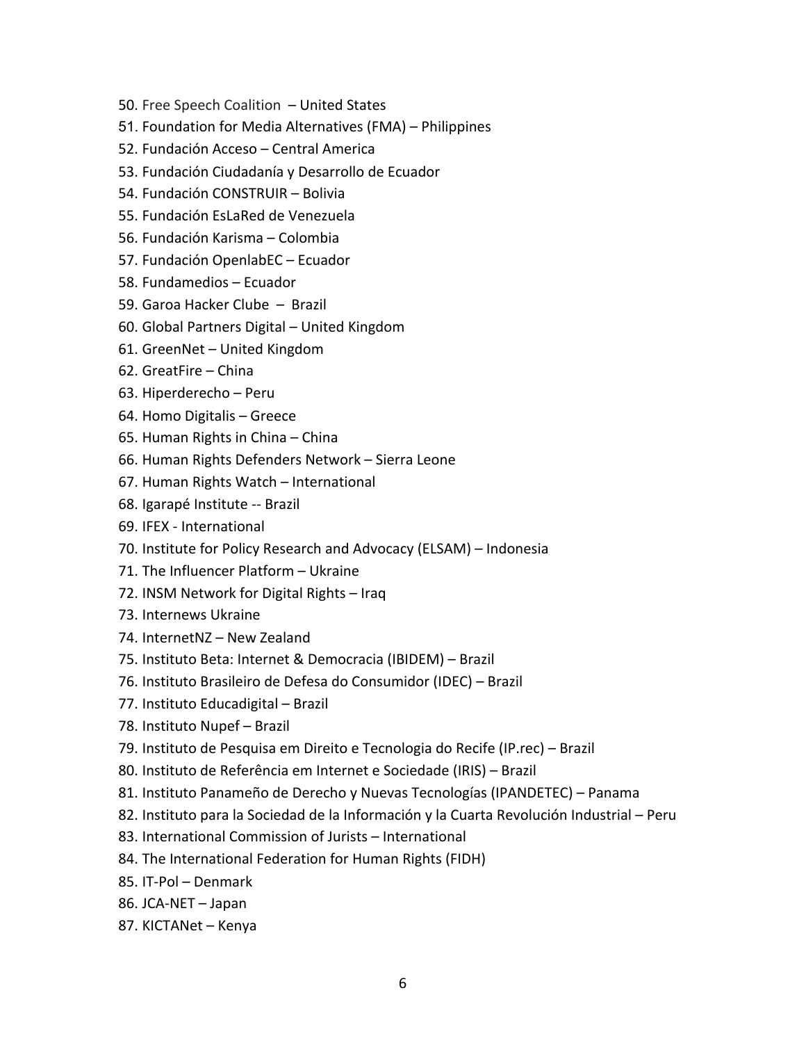50. Free Speech Coalition – United States
51. Foundation for Media Alternatives (FMA) – Philippines
52. Fundación Acceso – Central America
53. Fundación Ciudadanía y Desarrollo de Ecuador
54. Fundación CONSTRUIR – Bolivia
55. Fundación EsLaRed de Venezuela
56. Fundación Karisma – Colombia
57. Fundación OpenlabEC – Ecuador
58. Fundamedios – Ecuador
59. Garoa Hacker Clube – Brazil
60. Global Partners Digital – United Kingdom
61. GreenNet – United Kingdom
62. GreatFire – China
63. Hiperderecho – Peru
64. Homo Digitalis – Greece
65. Human Rights in China – China
66. Human Rights Defenders Network – Sierra Leone
67. Human Rights Watch – International
68. Igarapé Institute -- Brazil
69. IFEX - International
70. Institute for Policy Research and Advocacy (ELSAM) – Indonesia
71. The Influencer Platform – Ukraine
72. INSM Network for Digital Rights – Iraq
73. Internews Ukraine
74. InternetNZ – New Zealand
75. Instituto Beta: Internet & Democracia (IBIDEM) – Brazil
76. Instituto Brasileiro de Defesa do Consumidor (IDEC) – Brazil
77. Instituto Educadigital – Brazil
78. Instituto Nupef – Brazil
79. Instituto de Pesquisa em Direito e Tecnologia do Recife (IP.rec) – Brazil
80. Instituto de Referência em Internet e Sociedade (IRIS) – Brazil
81. Instituto Panameño de Derecho y Nuevas Tecnologías (IPANDETEC) – Panama
82. Instituto para la Sociedad de la Información y la Cuarta Revolución Industrial – Peru
83. International Commission of Jurists – International
84. The International Federation for Human Rights (FIDH)
85. IT-Pol – Denmark
86. JCA-NET – Japan
87. KICTANet – Kenya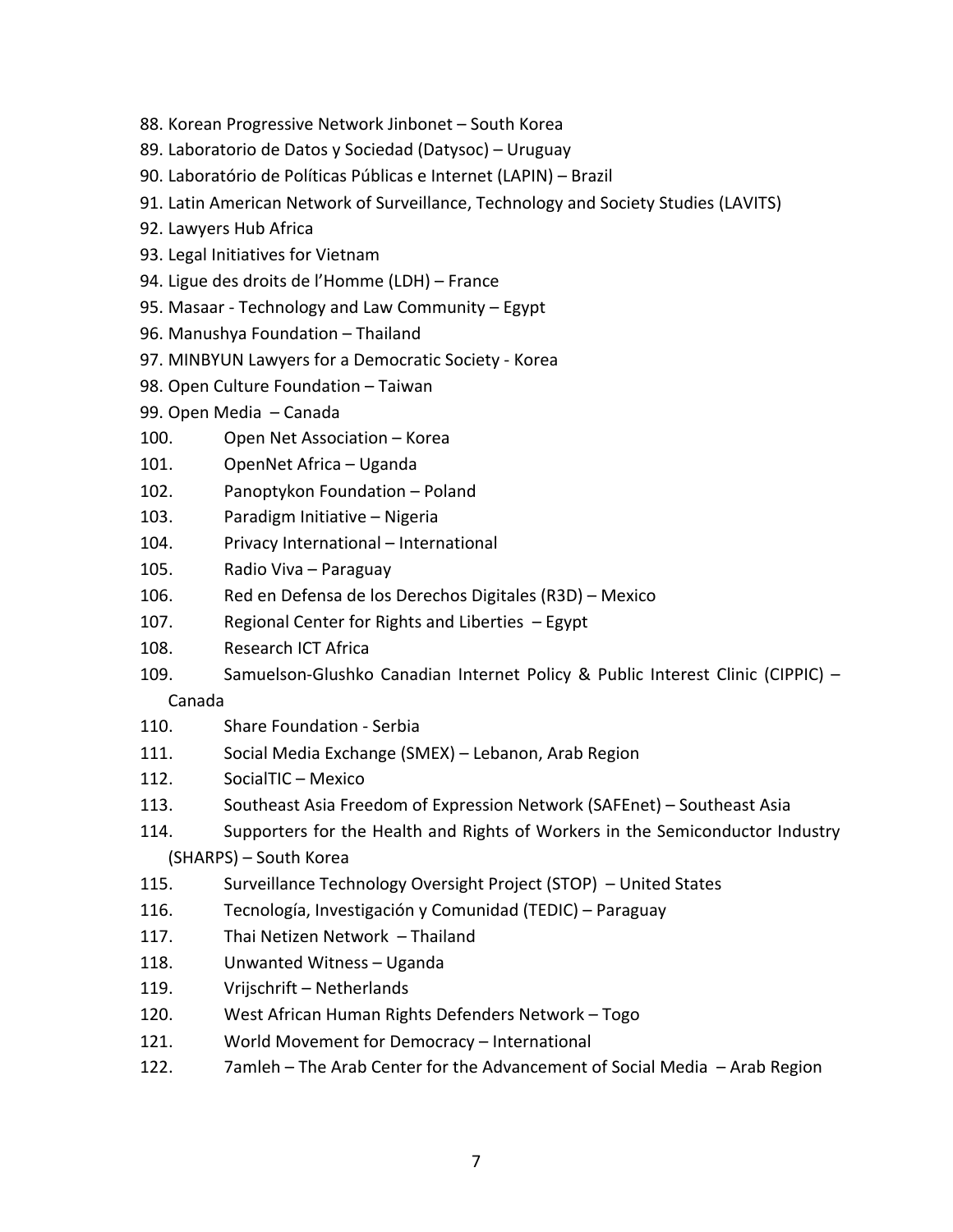88. Korean Progressive Network Jinbonet – South Korea
89. Laboratorio de Datos y Sociedad (Datysoc) – Uruguay
90. Laboratório de Políticas Públicas e Internet (LAPIN) – Brazil
91. Latin American Network of Surveillance, Technology and Society Studies (LAVITS)
92. Lawyers Hub Africa
93. Legal Initiatives for Vietnam
94. Ligue des droits de l'Homme (LDH) – France
95. Masaar - Technology and Law Community – Egypt
96. Manushya Foundation – Thailand
97. MINBYUN Lawyers for a Democratic Society - Korea
98. Open Culture Foundation – Taiwan
99. Open Media – Canada
100. Open Net Association – Korea
101. OpenNet Africa – Uganda
102. Panoptykon Foundation – Poland
103. Paradigm Initiative – Nigeria
104. Privacy International – International
105. Radio Viva – Paraguay
106. Red en Defensa de los Derechos Digitales (R3D) – Mexico
107. Regional Center for Rights and Liberties – Egypt
108. Research ICT Africa
109. Samuelson-Glushko Canadian Internet Policy & Public Interest Clinic (CIPPIC) – Canada
110. Share Foundation - Serbia
111. Social Media Exchange (SMEX) – Lebanon, Arab Region
112. SocialTIC – Mexico
113. Southeast Asia Freedom of Expression Network (SAFEnet) – Southeast Asia
114. Supporters for the Health and Rights of Workers in the Semiconductor Industry (SHARPS) – South Korea
115. Surveillance Technology Oversight Project (STOP) – United States
116. Tecnología, Investigación y Comunidad (TEDIC) – Paraguay
117. Thai Netizen Network – Thailand
118. Unwanted Witness – Uganda
119. Vrijschrift – Netherlands
120. West African Human Rights Defenders Network – Togo
121. World Movement for Democracy – International
122. 7amleh – The Arab Center for the Advancement of Social Media – Arab Region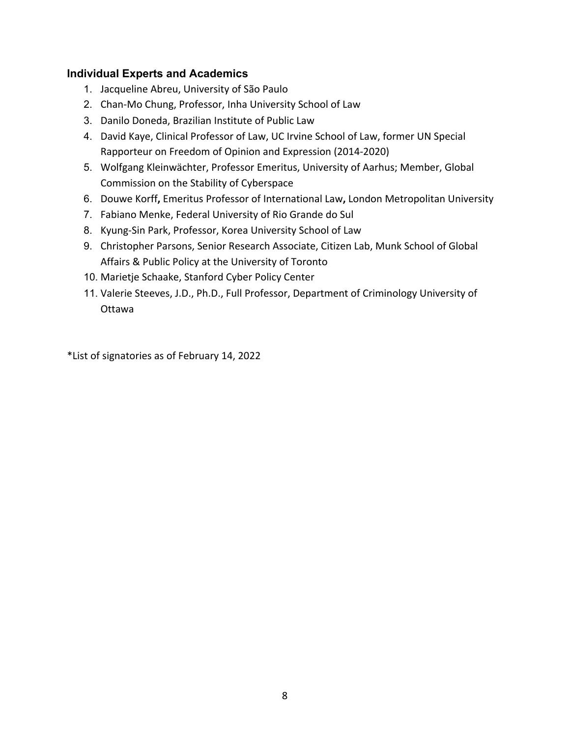### Individual Experts and Academics

1. Jacqueline Abreu, University of São Paulo
2. Chan-Mo Chung, Professor, Inha University School of Law
3. Danilo Doneda, Brazilian Institute of Public Law
4. David Kaye, Clinical Professor of Law, UC Irvine School of Law, former UN Special Rapporteur on Freedom of Opinion and Expression (2014-2020)
5. Wolfgang Kleinwächter, Professor Emeritus, University of Aarhus; Member, Global Commission on the Stability of Cyberspace
6. Douwe Korff**,** Emeritus Professor of International Law**,** London Metropolitan University
7. Fabiano Menke, Federal University of Rio Grande do Sul
8. Kyung-Sin Park, Professor, Korea University School of Law
9. Christopher Parsons, Senior Research Associate, Citizen Lab, Munk School of Global Affairs & Public Policy at the University of Toronto
10. Marietje Schaake, Stanford Cyber Policy Center
11. Valerie Steeves, J.D., Ph.D., Full Professor, Department of Criminology University of Ottawa

*List of signatories as of February 14, 2022